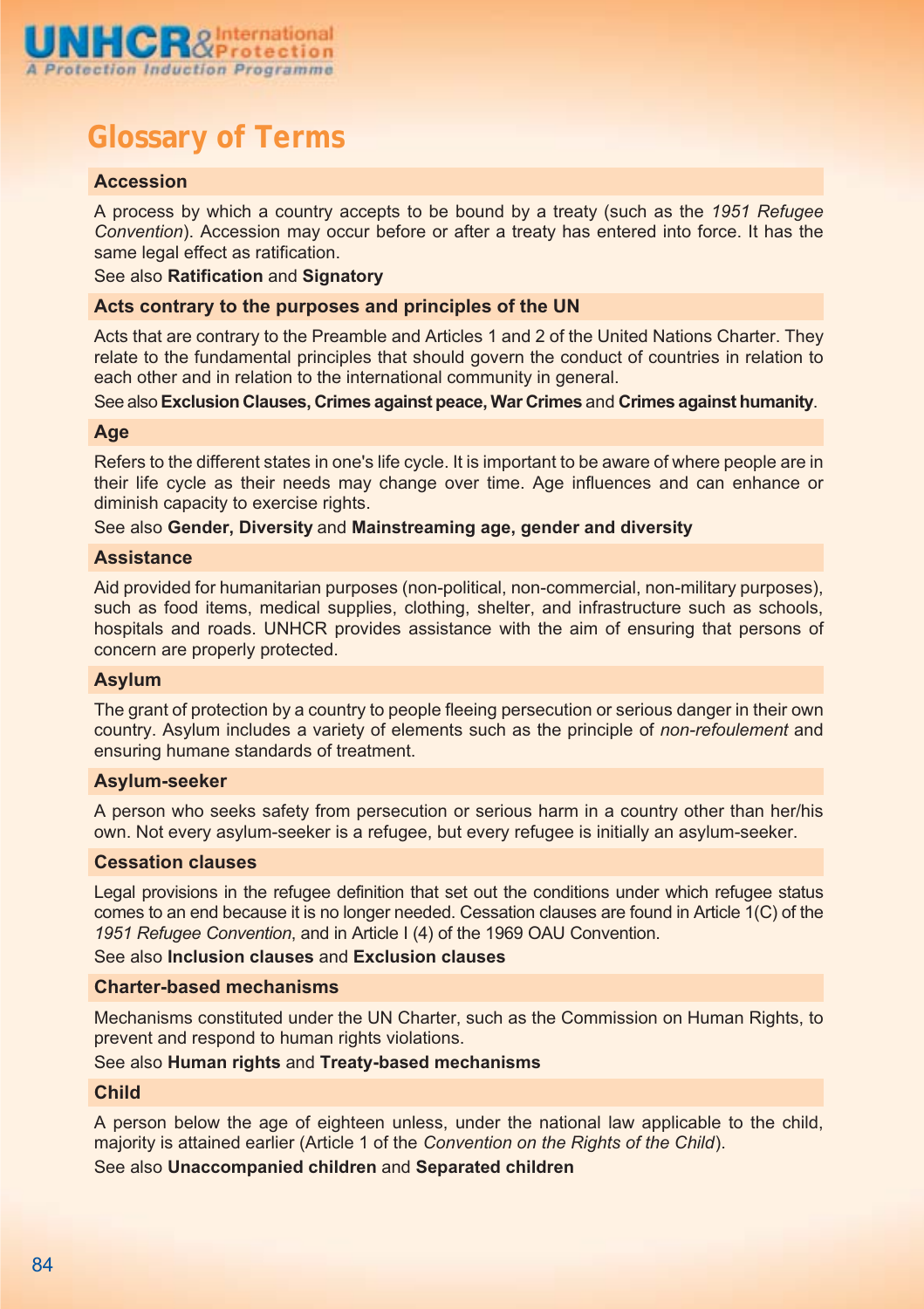# Glossary of Terms

### Accession

A process by which a country accepts to be bound by a treaty (such as the *1951 Refugee Convention*). Accession may occur before or after a treaty has entered into force. It has the same legal effect as ratification.

See also **Ratification** and **Signatory**

### Acts contrary to the purposes and principles of the UN

Acts that are contrary to the Preamble and Articles 1 and 2 of the United Nations Charter. They relate to the fundamental principles that should govern the conduct of countries in relation to each other and in relation to the international community in general.

See also **Exclusion Clauses, Crimes against peace, War Crimes** and **Crimes against humanity**.

### Age

Refers to the different states in one's life cycle. It is important to be aware of where people are in their life cycle as their needs may change over time. Age influences and can enhance or diminish capacity to exercise rights.

See also **Gender, Diversity** and **Mainstreaming age, gender and diversity**

### Assistance

Aid provided for humanitarian purposes (non-political, non-commercial, non-military purposes), such as food items, medical supplies, clothing, shelter, and infrastructure such as schools, hospitals and roads. UNHCR provides assistance with the aim of ensuring that persons of concern are properly protected.

### Asylum

The grant of protection by a country to people fleeing persecution or serious danger in their own country. Asylum includes a variety of elements such as the principle of *non-refoulement* and ensuring humane standards of treatment.

### Asylum-seeker

A person who seeks safety from persecution or serious harm in a country other than her/his own. Not every asylum-seeker is a refugee, but every refugee is initially an asylum-seeker.

### Cessation clauses

Legal provisions in the refugee definition that set out the conditions under which refugee status comes to an end because it is no longer needed. Cessation clauses are found in Article 1(C) of the *1951 Refugee Convention*, and in Article I (4) of the 1969 OAU Convention.

See also **Inclusion clauses** and **Exclusion clauses**

### Charter-based mechanisms

Mechanisms constituted under the UN Charter, such as the Commission on Human Rights, to prevent and respond to human rights violations.

See also **Human rights** and **Treaty-based mechanisms**

### Child

A person below the age of eighteen unless, under the national law applicable to the child, majority is attained earlier (Article 1 of the *Convention on the Rights of the Child*).

See also **Unaccompanied children** and **Separated children**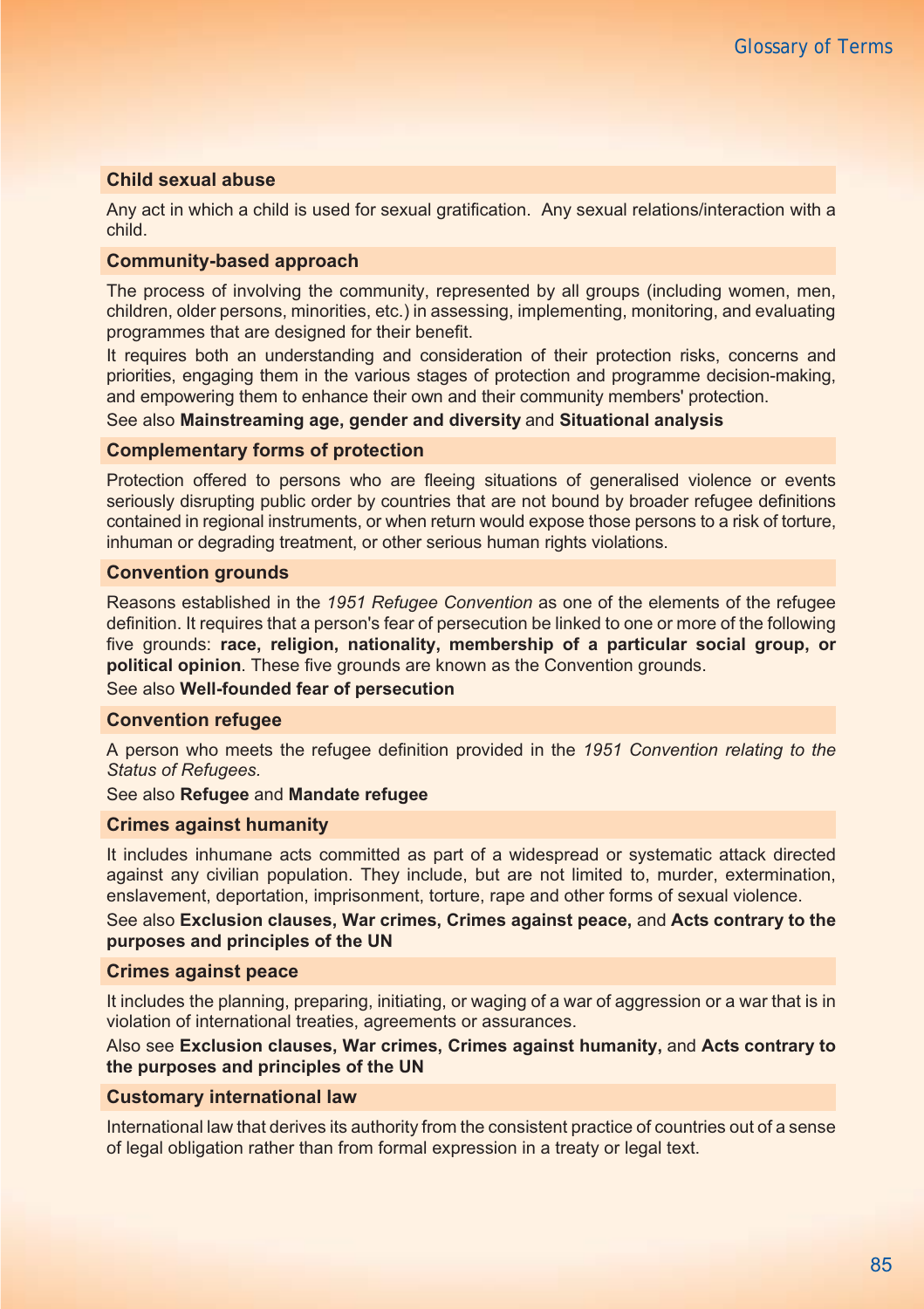### Child sexual abuse

Any act in which a child is used for sexual gratification.  Any sexual relations/interaction with a child.

### Community-based approach

The process of involving the community, represented by all groups (including women, men, children, older persons, minorities, etc.) in assessing, implementing, monitoring, and evaluating programmes that are designed for their benefit.

It requires both an understanding and consideration of their protection risks, concerns and priorities, engaging them in the various stages of protection and programme decision-making, and empowering them to enhance their own and their community members' protection.

See also **Mainstreaming age, gender and diversity** and **Situational analysis**

### Complementary forms of protection

Protection offered to persons who are fleeing situations of generalised violence or events seriously disrupting public order by countries that are not bound by broader refugee definitions contained in regional instruments, or when return would expose those persons to a risk of torture, inhuman or degrading treatment, or other serious human rights violations.

### Convention grounds

Reasons established in the *1951 Refugee Convention* as one of the elements of the refugee definition. It requires that a person's fear of persecution be linked to one or more of the following five grounds: **race, religion, nationality, membership of a particular social group, or political opinion**. These five grounds are known as the Convention grounds.

See also **Well-founded fear of persecution**

### Convention refugee

A person who meets the refugee definition provided in the *1951 Convention relating to the Status of Refugees.*

See also **Refugee** and **Mandate refugee**

### Crimes against humanity

It includes inhumane acts committed as part of a widespread or systematic attack directed against any civilian population. They include, but are not limited to, murder, extermination, enslavement, deportation, imprisonment, torture, rape and other forms of sexual violence.

See also **Exclusion clauses, War crimes, Crimes against peace,** and **Acts contrary to the purposes and principles of the UN**

### Crimes against peace

It includes the planning, preparing, initiating, or waging of a war of aggression or a war that is in violation of international treaties, agreements or assurances.

Also see **Exclusion clauses, War crimes, Crimes against humanity,** and **Acts contrary to the purposes and principles of the UN**

### Customary international law

International law that derives its authority from the consistent practice of countries out of a sense of legal obligation rather than from formal expression in a treaty or legal text.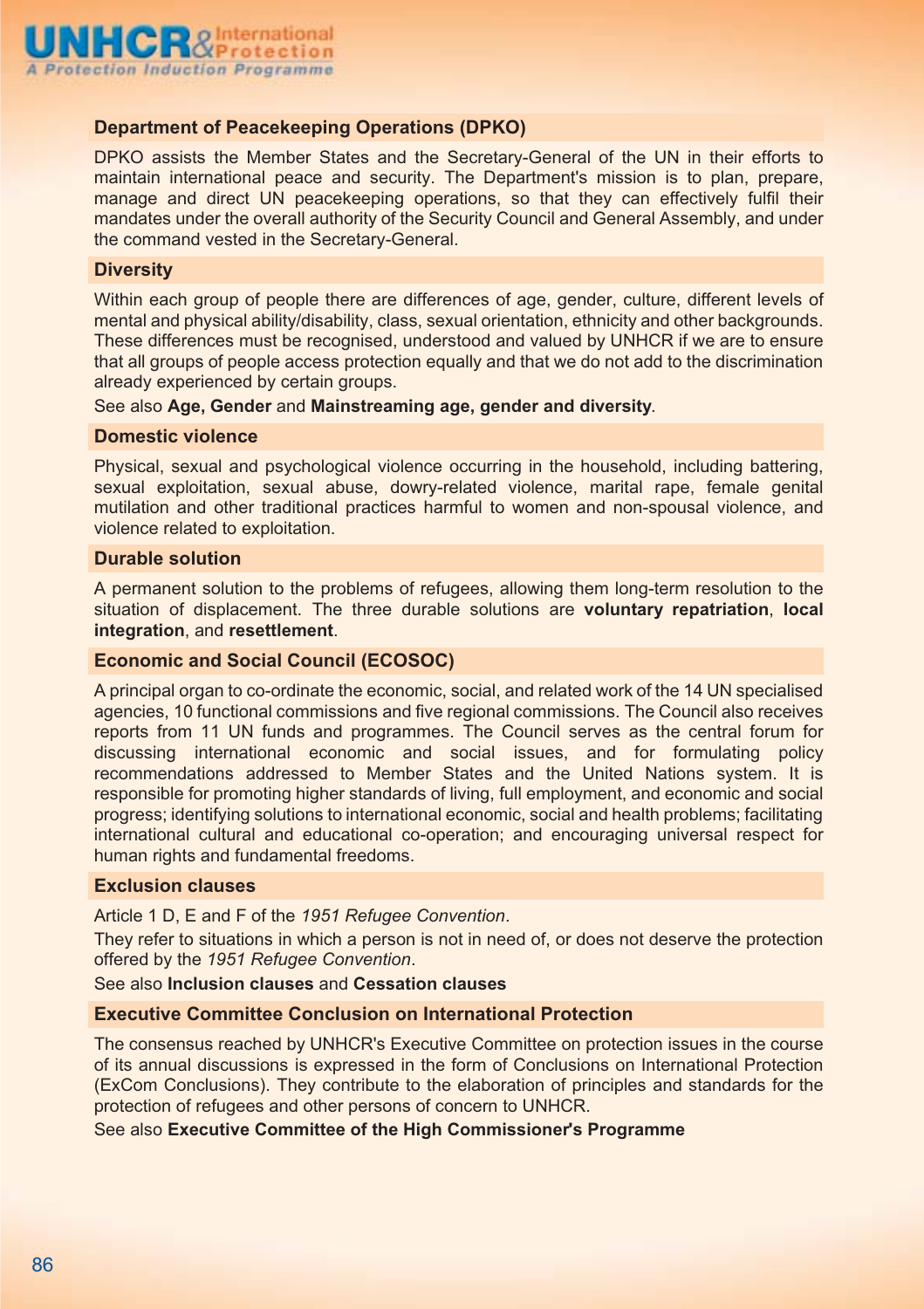### Department of Peacekeeping Operations (DPKO)

DPKO assists the Member States and the Secretary-General of the UN in their efforts to maintain international peace and security. The Department's mission is to plan, prepare, manage and direct UN peacekeeping operations, so that they can effectively fulfil their mandates under the overall authority of the Security Council and General Assembly, and under the command vested in the Secretary-General.

### Diversity

Within each group of people there are differences of age, gender, culture, different levels of mental and physical ability/disability, class, sexual orientation, ethnicity and other backgrounds. These differences must be recognised, understood and valued by UNHCR if we are to ensure that all groups of people access protection equally and that we do not add to the discrimination already experienced by certain groups.

See also **Age, Gender** and **Mainstreaming age, gender and diversity**.

### Domestic violence

Physical, sexual and psychological violence occurring in the household, including battering, sexual exploitation, sexual abuse, dowry-related violence, marital rape, female genital mutilation and other traditional practices harmful to women and non-spousal violence, and violence related to exploitation.

### Durable solution

A permanent solution to the problems of refugees, allowing them long-term resolution to the situation of displacement. The three durable solutions are **voluntary repatriation**, **local integration**, and **resettlement**.

### Economic and Social Council (ECOSOC)

A principal organ to co-ordinate the economic, social, and related work of the 14 UN specialised agencies, 10 functional commissions and five regional commissions. The Council also receives reports from 11 UN funds and programmes. The Council serves as the central forum for discussing international economic and social issues, and for formulating policy recommendations addressed to Member States and the United Nations system. It is responsible for promoting higher standards of living, full employment, and economic and social progress; identifying solutions to international economic, social and health problems; facilitating international cultural and educational co-operation; and encouraging universal respect for human rights and fundamental freedoms.

### Exclusion clauses

Article 1 D, E and F of the *1951 Refugee Convention*.

They refer to situations in which a person is not in need of, or does not deserve the protection offered by the *1951 Refugee Convention*.

See also **Inclusion clauses** and **Cessation clauses**

### Executive Committee Conclusion on International Protection

The consensus reached by UNHCR's Executive Committee on protection issues in the course of its annual discussions is expressed in the form of Conclusions on International Protection (ExCom Conclusions). They contribute to the elaboration of principles and standards for the protection of refugees and other persons of concern to UNHCR.

See also **Executive Committee of the High Commissioner's Programme**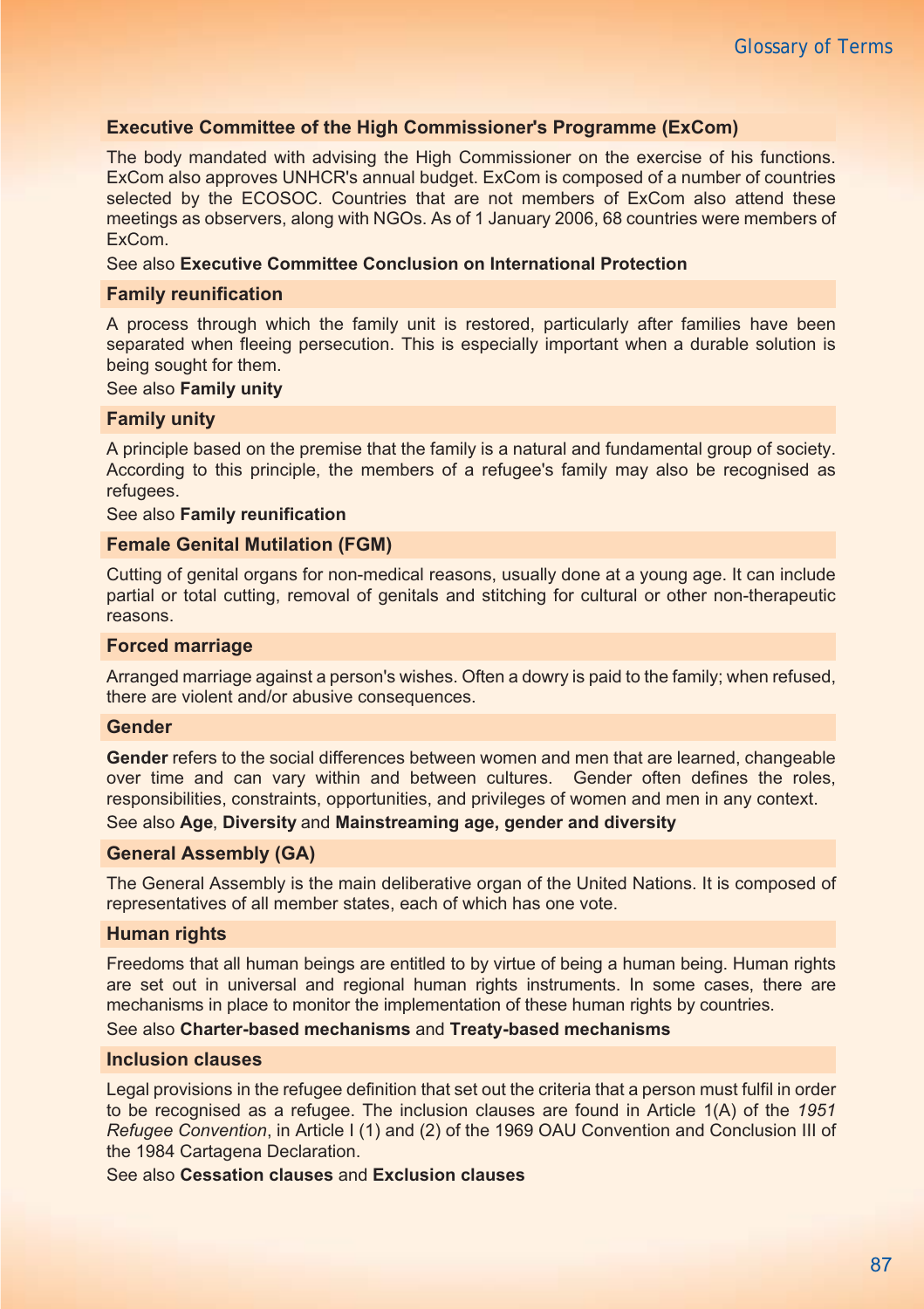### Executive Committee of the High Commissioner's Programme (ExCom)

The body mandated with advising the High Commissioner on the exercise of his functions. ExCom also approves UNHCR's annual budget. ExCom is composed of a number of countries selected by the ECOSOC. Countries that are not members of ExCom also attend these meetings as observers, along with NGOs. As of 1 January 2006, 68 countries were members of ExCom.

See also **Executive Committee Conclusion on International Protection**

### Family reunification

A process through which the family unit is restored, particularly after families have been separated when fleeing persecution. This is especially important when a durable solution is being sought for them.

See also **Family unity**

### Family unity

A principle based on the premise that the family is a natural and fundamental group of society. According to this principle, the members of a refugee's family may also be recognised as refugees.

See also **Family reunification**

### Female Genital Mutilation (FGM)

Cutting of genital organs for non-medical reasons, usually done at a young age. It can include partial or total cutting, removal of genitals and stitching for cultural or other non-therapeutic reasons.

### Forced marriage

Arranged marriage against a person's wishes. Often a dowry is paid to the family; when refused, there are violent and/or abusive consequences.

### Gender

**Gender** refers to the social differences between women and men that are learned, changeable over time and can vary within and between cultures. Gender often defines the roles, responsibilities, constraints, opportunities, and privileges of women and men in any context.

See also **Age**, **Diversity** and **Mainstreaming age, gender and diversity**

### General Assembly (GA)

The General Assembly is the main deliberative organ of the United Nations. It is composed of representatives of all member states, each of which has one vote.

### Human rights

Freedoms that all human beings are entitled to by virtue of being a human being. Human rights are set out in universal and regional human rights instruments. In some cases, there are mechanisms in place to monitor the implementation of these human rights by countries.

See also **Charter-based mechanisms** and **Treaty-based mechanisms**

### Inclusion clauses

Legal provisions in the refugee definition that set out the criteria that a person must fulfil in order to be recognised as a refugee. The inclusion clauses are found in Article 1(A) of the *1951 Refugee Convention*, in Article I (1) and (2) of the 1969 OAU Convention and Conclusion III of the 1984 Cartagena Declaration.

See also **Cessation clauses** and **Exclusion clauses**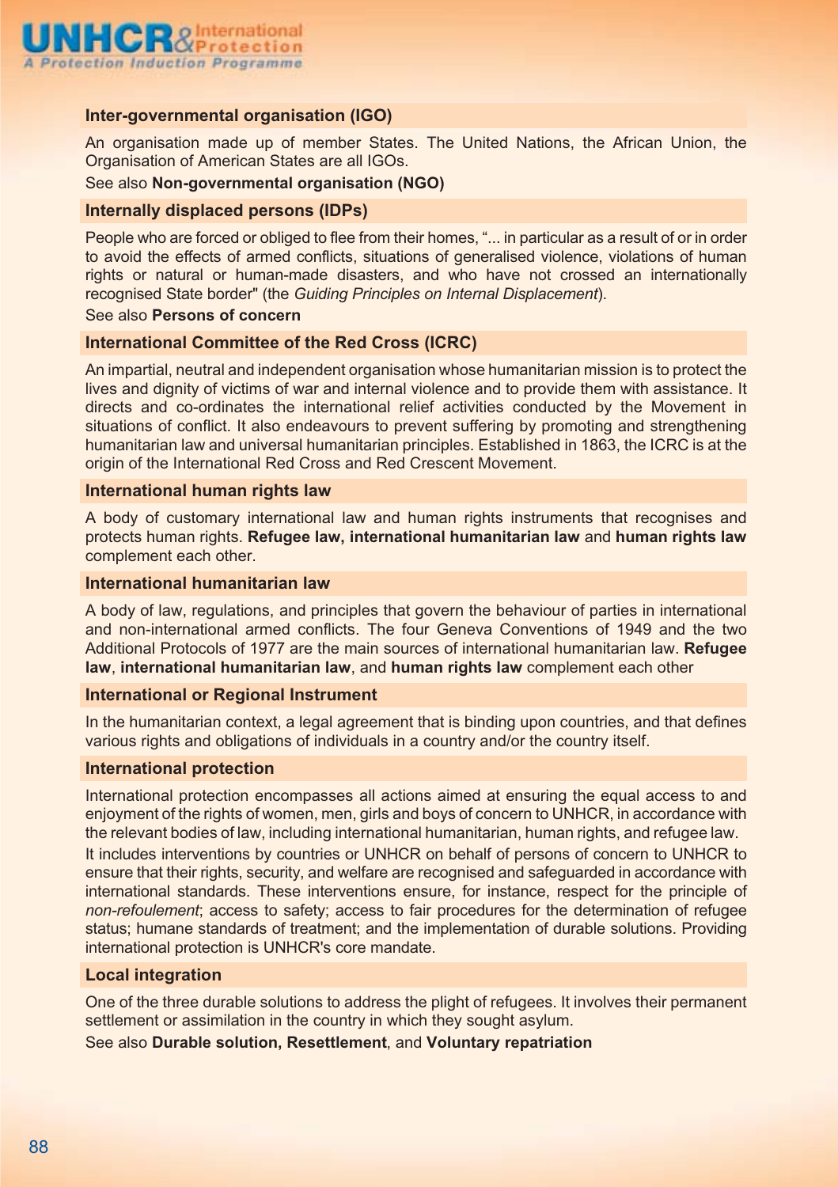### Inter-governmental organisation (IGO)

An organisation made up of member States. The United Nations, the African Union, the Organisation of American States are all IGOs.

See also **Non-governmental organisation (NGO)**

### Internally displaced persons (IDPs)

People who are forced or obliged to flee from their homes, "... in particular as a result of or in order to avoid the effects of armed conflicts, situations of generalised violence, violations of human rights or natural or human-made disasters, and who have not crossed an internationally recognised State border" (the *Guiding Principles on Internal Displacement*).

See also **Persons of concern**

### International Committee of the Red Cross (ICRC)

An impartial, neutral and independent organisation whose humanitarian mission is to protect the lives and dignity of victims of war and internal violence and to provide them with assistance. It directs and co-ordinates the international relief activities conducted by the Movement in situations of conflict. It also endeavours to prevent suffering by promoting and strengthening humanitarian law and universal humanitarian principles. Established in 1863, the ICRC is at the origin of the International Red Cross and Red Crescent Movement.

### International human rights law

A body of customary international law and human rights instruments that recognises and protects human rights. **Refugee law, international humanitarian law** and **human rights law** complement each other.

### International humanitarian law

A body of law, regulations, and principles that govern the behaviour of parties in international and non-international armed conflicts. The four Geneva Conventions of 1949 and the two Additional Protocols of 1977 are the main sources of international humanitarian law. **Refugee law**, **international humanitarian law**, and **human rights law** complement each other

### International or Regional Instrument

In the humanitarian context, a legal agreement that is binding upon countries, and that defines various rights and obligations of individuals in a country and/or the country itself.

### International protection

International protection encompasses all actions aimed at ensuring the equal access to and enjoyment of the rights of women, men, girls and boys of concern to UNHCR, in accordance with the relevant bodies of law, including international humanitarian, human rights, and refugee law.

It includes interventions by countries or UNHCR on behalf of persons of concern to UNHCR to ensure that their rights, security, and welfare are recognised and safeguarded in accordance with international standards. These interventions ensure, for instance, respect for the principle of *non-refoulement*; access to safety; access to fair procedures for the determination of refugee status; humane standards of treatment; and the implementation of durable solutions. Providing international protection is UNHCR's core mandate.

### Local integration

One of the three durable solutions to address the plight of refugees. It involves their permanent settlement or assimilation in the country in which they sought asylum.

See also **Durable solution, Resettlement**, and **Voluntary repatriation**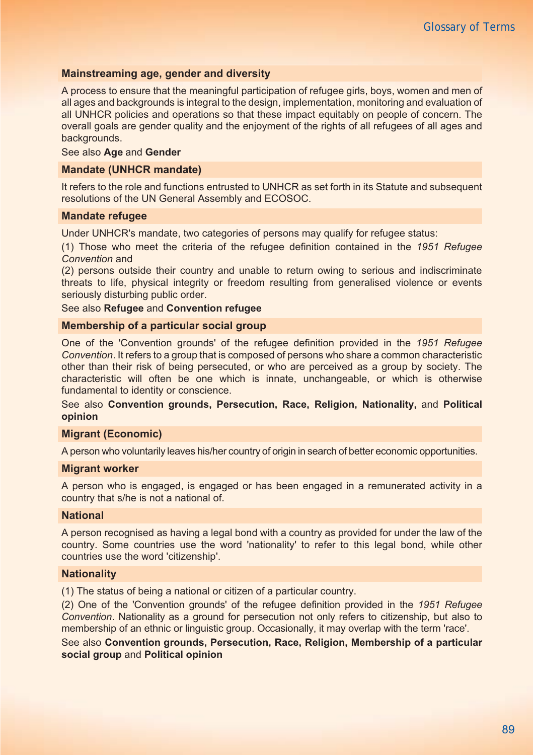### Mainstreaming age, gender and diversity

A process to ensure that the meaningful participation of refugee girls, boys, women and men of all ages and backgrounds is integral to the design, implementation, monitoring and evaluation of all UNHCR policies and operations so that these impact equitably on people of concern. The overall goals are gender quality and the enjoyment of the rights of all refugees of all ages and backgrounds.

See also **Age** and **Gender**

### Mandate (UNHCR mandate)

It refers to the role and functions entrusted to UNHCR as set forth in its Statute and subsequent resolutions of the UN General Assembly and ECOSOC.

### Mandate refugee

Under UNHCR's mandate, two categories of persons may qualify for refugee status:

(1) Those who meet the criteria of the refugee definition contained in the *1951 Refugee Convention* and

(2) persons outside their country and unable to return owing to serious and indiscriminate threats to life, physical integrity or freedom resulting from generalised violence or events seriously disturbing public order.

See also **Refugee** and **Convention refugee**

### Membership of a particular social group

One of the 'Convention grounds' of the refugee definition provided in the *1951 Refugee Convention*. It refers to a group that is composed of persons who share a common characteristic other than their risk of being persecuted, or who are perceived as a group by society. The characteristic will often be one which is innate, unchangeable, or which is otherwise fundamental to identity or conscience.

See also **Convention grounds, Persecution, Race, Religion, Nationality,** and **Political opinion**

### Migrant (Economic)

A person who voluntarily leaves his/her country of origin in search of better economic opportunities.

### Migrant worker

A person who is engaged, is engaged or has been engaged in a remunerated activity in a country that s/he is not a national of.

### National

A person recognised as having a legal bond with a country as provided for under the law of the country. Some countries use the word 'nationality' to refer to this legal bond, while other countries use the word 'citizenship'.

### Nationality

(1) The status of being a national or citizen of a particular country.

(2) One of the 'Convention grounds' of the refugee definition provided in the *1951 Refugee Convention*. Nationality as a ground for persecution not only refers to citizenship, but also to membership of an ethnic or linguistic group. Occasionally, it may overlap with the term 'race'.

See also **Convention grounds, Persecution, Race, Religion, Membership of a particular social group** and **Political opinion**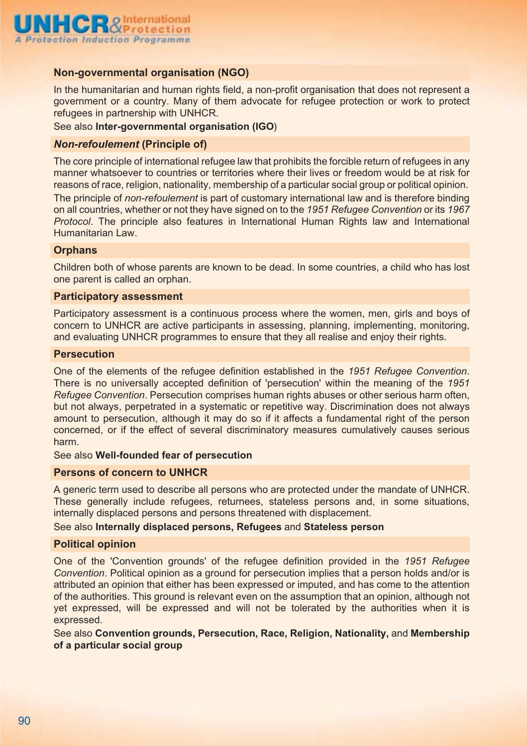### Non-governmental organisation (NGO)

In the humanitarian and human rights field, a non-profit organisation that does not represent a government or a country. Many of them advocate for refugee protection or work to protect refugees in partnership with UNHCR.

See also **Inter-governmental organisation (IGO**)

### *Non-refoulement* (Principle of)

The core principle of international refugee law that prohibits the forcible return of refugees in any manner whatsoever to countries or territories where their lives or freedom would be at risk for reasons of race, religion, nationality, membership of a particular social group or political opinion.

The principle of *non-refoulement* is part of customary international law and is therefore binding on all countries, whether or not they have signed on to the *1951 Refugee Convention* or its *1967 Protocol*. The principle also features in International Human Rights law and International Humanitarian Law.

### Orphans

Children both of whose parents are known to be dead. In some countries, a child who has lost one parent is called an orphan.

### Participatory assessment

Participatory assessment is a continuous process where the women, men, girls and boys of concern to UNHCR are active participants in assessing, planning, implementing, monitoring, and evaluating UNHCR programmes to ensure that they all realise and enjoy their rights.

### Persecution

One of the elements of the refugee definition established in the *1951 Refugee Convention*. There is no universally accepted definition of 'persecution' within the meaning of the *1951 Refugee Convention*. Persecution comprises human rights abuses or other serious harm often, but not always, perpetrated in a systematic or repetitive way. Discrimination does not always amount to persecution, although it may do so if it affects a fundamental right of the person concerned, or if the effect of several discriminatory measures cumulatively causes serious harm.

See also **Well-founded fear of persecution**

### Persons of concern to UNHCR

A generic term used to describe all persons who are protected under the mandate of UNHCR. These generally include refugees, returnees, stateless persons and, in some situations, internally displaced persons and persons threatened with displacement.

See also **Internally displaced persons, Refugees** and **Stateless person**

### Political opinion

One of the 'Convention grounds' of the refugee definition provided in the *1951 Refugee Convention*. Political opinion as a ground for persecution implies that a person holds and/or is attributed an opinion that either has been expressed or imputed, and has come to the attention of the authorities. This ground is relevant even on the assumption that an opinion, although not yet expressed, will be expressed and will not be tolerated by the authorities when it is expressed.

See also **Convention grounds, Persecution, Race, Religion, Nationality,** and **Membership of a particular social group**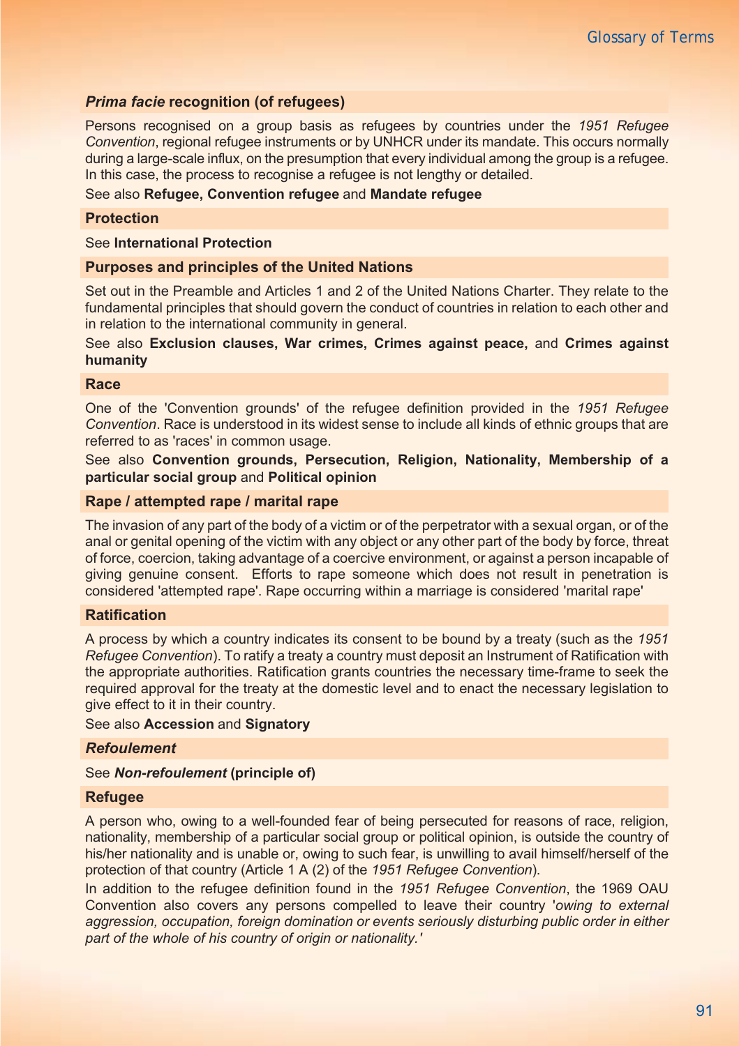### *Prima facie* recognition (of refugees)

Persons recognised on a group basis as refugees by countries under the *1951 Refugee Convention*, regional refugee instruments or by UNHCR under its mandate. This occurs normally during a large-scale influx, on the presumption that every individual among the group is a refugee. In this case, the process to recognise a refugee is not lengthy or detailed.

See also **Refugee, Convention refugee** and **Mandate refugee**

### Protection

See **International Protection**

### Purposes and principles of the United Nations

Set out in the Preamble and Articles 1 and 2 of the United Nations Charter. They relate to the fundamental principles that should govern the conduct of countries in relation to each other and in relation to the international community in general.

See also **Exclusion clauses, War crimes, Crimes against peace,** and **Crimes against humanity**

### Race

One of the 'Convention grounds' of the refugee definition provided in the *1951 Refugee Convention*. Race is understood in its widest sense to include all kinds of ethnic groups that are referred to as 'races' in common usage.

See also **Convention grounds, Persecution, Religion, Nationality, Membership of a particular social group** and **Political opinion**

### Rape / attempted rape / marital rape

The invasion of any part of the body of a victim or of the perpetrator with a sexual organ, or of the anal or genital opening of the victim with any object or any other part of the body by force, threat of force, coercion, taking advantage of a coercive environment, or against a person incapable of giving genuine consent. Efforts to rape someone which does not result in penetration is considered 'attempted rape'. Rape occurring within a marriage is considered 'marital rape'

### Ratification

A process by which a country indicates its consent to be bound by a treaty (such as the *1951 Refugee Convention*). To ratify a treaty a country must deposit an Instrument of Ratification with the appropriate authorities. Ratification grants countries the necessary time-frame to seek the required approval for the treaty at the domestic level and to enact the necessary legislation to give effect to it in their country.

See also **Accession** and **Signatory**

### *Refoulement*

See ***Non-refoulement* (principle of)**

### Refugee

A person who, owing to a well-founded fear of being persecuted for reasons of race, religion, nationality, membership of a particular social group or political opinion, is outside the country of his/her nationality and is unable or, owing to such fear, is unwilling to avail himself/herself of the protection of that country (Article 1 A (2) of the *1951 Refugee Convention*).

In addition to the refugee definition found in the *1951 Refugee Convention*, the 1969 OAU Convention also covers any persons compelled to leave their country '*owing to external aggression, occupation, foreign domination or events seriously disturbing public order in either part of the whole of his country of origin or nationality.'*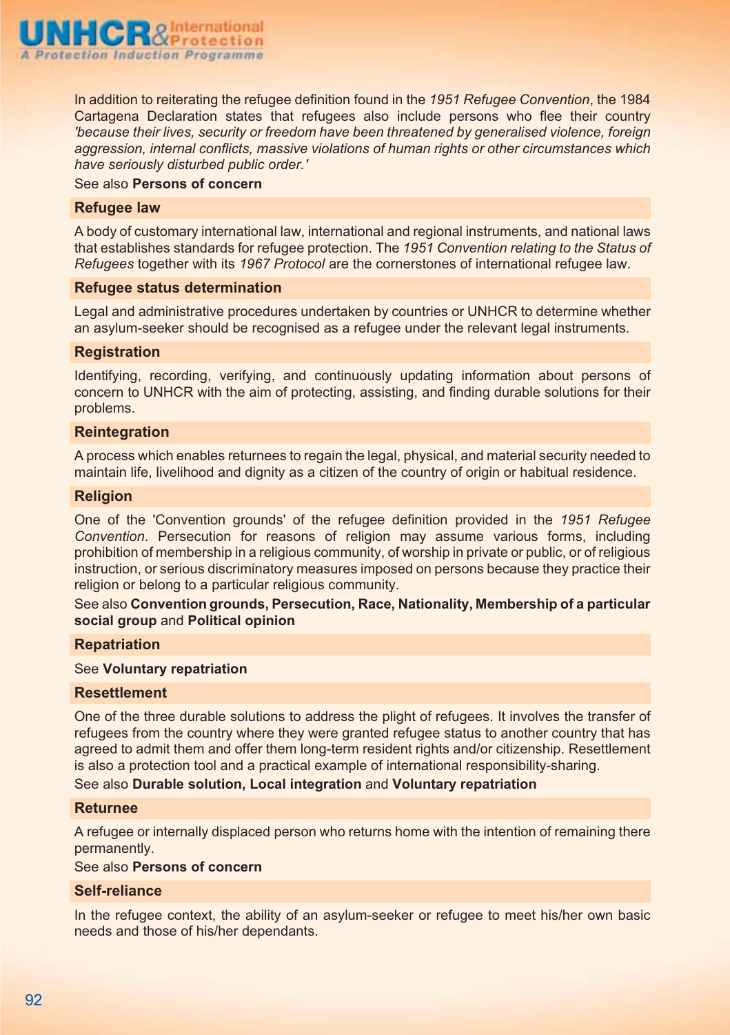In addition to reiterating the refugee definition found in the *1951 Refugee Convention*, the 1984 Cartagena Declaration states that refugees also include persons who flee their country *'because their lives, security or freedom have been threatened by generalised violence, foreign aggression, internal conflicts, massive violations of human rights or other circumstances which have seriously disturbed public order.'*

See also **Persons of concern**

### Refugee law

A body of customary international law, international and regional instruments, and national laws that establishes standards for refugee protection. The *1951 Convention relating to the Status of Refugees* together with its *1967 Protocol* are the cornerstones of international refugee law.

### Refugee status determination

Legal and administrative procedures undertaken by countries or UNHCR to determine whether an asylum-seeker should be recognised as a refugee under the relevant legal instruments.

### Registration

Identifying, recording, verifying, and continuously updating information about persons of concern to UNHCR with the aim of protecting, assisting, and finding durable solutions for their problems.

### Reintegration

A process which enables returnees to regain the legal, physical, and material security needed to maintain life, livelihood and dignity as a citizen of the country of origin or habitual residence.

### Religion

One of the 'Convention grounds' of the refugee definition provided in the *1951 Refugee Convention*. Persecution for reasons of religion may assume various forms, including prohibition of membership in a religious community, of worship in private or public, or of religious instruction, or serious discriminatory measures imposed on persons because they practice their religion or belong to a particular religious community.

See also **Convention grounds, Persecution, Race, Nationality, Membership of a particular social group** and **Political opinion**

### Repatriation

See **Voluntary repatriation**

### Resettlement

One of the three durable solutions to address the plight of refugees. It involves the transfer of refugees from the country where they were granted refugee status to another country that has agreed to admit them and offer them long-term resident rights and/or citizenship. Resettlement is also a protection tool and a practical example of international responsibility-sharing.

See also **Durable solution, Local integration** and **Voluntary repatriation**

### Returnee

A refugee or internally displaced person who returns home with the intention of remaining there permanently.

See also **Persons of concern**

### Self-reliance

In the refugee context, the ability of an asylum-seeker or refugee to meet his/her own basic needs and those of his/her dependants.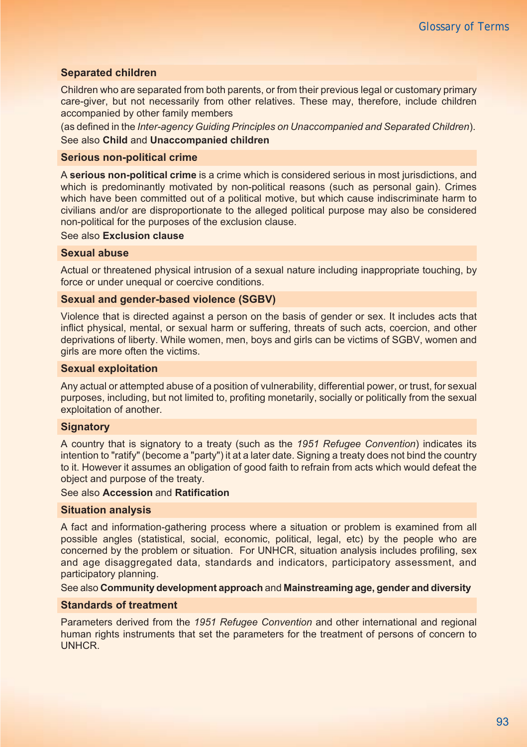### Separated children

Children who are separated from both parents, or from their previous legal or customary primary care-giver, but not necessarily from other relatives. These may, therefore, include children accompanied by other family members

(as defined in the *Inter-agency Guiding Principles on Unaccompanied and Separated Children*).

See also **Child** and **Unaccompanied children**

### Serious non-political crime

A **serious non-political crime** is a crime which is considered serious in most jurisdictions, and which is predominantly motivated by non-political reasons (such as personal gain). Crimes which have been committed out of a political motive, but which cause indiscriminate harm to civilians and/or are disproportionate to the alleged political purpose may also be considered non-political for the purposes of the exclusion clause.

See also **Exclusion clause**

### Sexual abuse

Actual or threatened physical intrusion of a sexual nature including inappropriate touching, by force or under unequal or coercive conditions.

### Sexual and gender-based violence (SGBV)

Violence that is directed against a person on the basis of gender or sex. It includes acts that inflict physical, mental, or sexual harm or suffering, threats of such acts, coercion, and other deprivations of liberty. While women, men, boys and girls can be victims of SGBV, women and girls are more often the victims.

### Sexual exploitation

Any actual or attempted abuse of a position of vulnerability, differential power, or trust, for sexual purposes, including, but not limited to, profiting monetarily, socially or politically from the sexual exploitation of another.

### Signatory

A country that is signatory to a treaty (such as the *1951 Refugee Convention*) indicates its intention to "ratify" (become a "party") it at a later date. Signing a treaty does not bind the country to it. However it assumes an obligation of good faith to refrain from acts which would defeat the object and purpose of the treaty.

See also **Accession** and **Ratification**

### Situation analysis

A fact and information-gathering process where a situation or problem is examined from all possible angles (statistical, social, economic, political, legal, etc) by the people who are concerned by the problem or situation. For UNHCR, situation analysis includes profiling, sex and age disaggregated data, standards and indicators, participatory assessment, and participatory planning.

See also **Community development approach** and **Mainstreaming age, gender and diversity**

### Standards of treatment

Parameters derived from the *1951 Refugee Convention* and other international and regional human rights instruments that set the parameters for the treatment of persons of concern to UNHCR.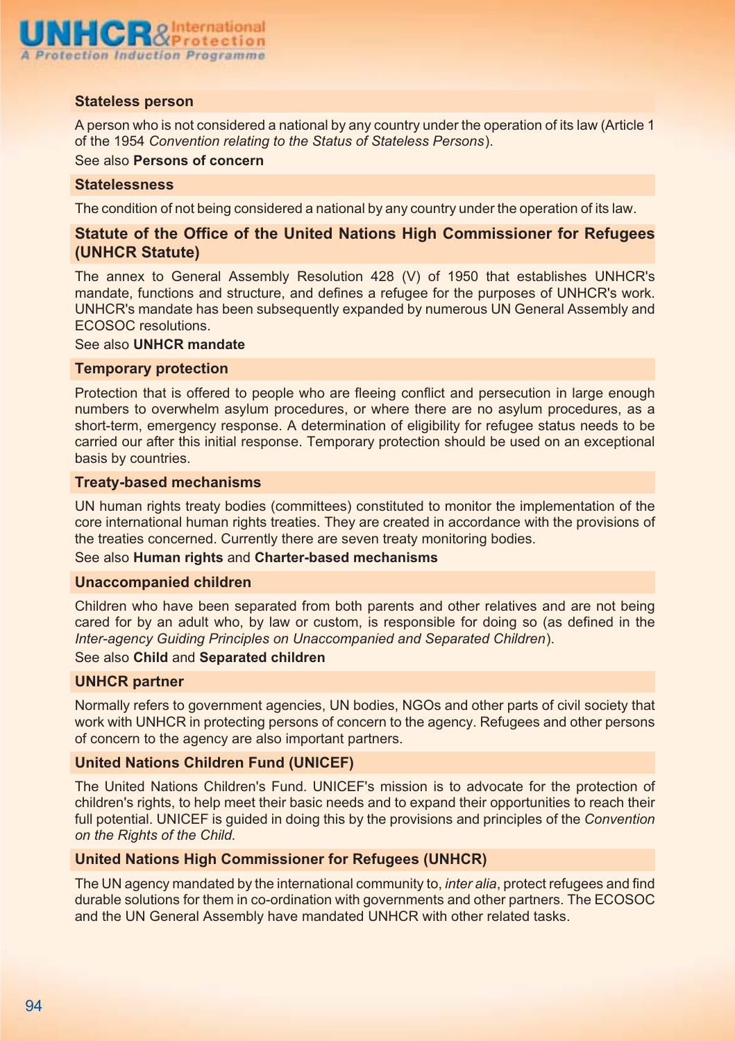### Stateless person

A person who is not considered a national by any country under the operation of its law (Article 1 of the 1954 *Convention relating to the Status of Stateless Persons*).

See also **Persons of concern**

### Statelessness

The condition of not being considered a national by any country under the operation of its law.

### Statute of the Office of the United Nations High Commissioner for Refugees (UNHCR Statute)

The annex to General Assembly Resolution 428 (V) of 1950 that establishes UNHCR's mandate, functions and structure, and defines a refugee for the purposes of UNHCR's work. UNHCR's mandate has been subsequently expanded by numerous UN General Assembly and ECOSOC resolutions.

See also **UNHCR mandate**

### Temporary protection

Protection that is offered to people who are fleeing conflict and persecution in large enough numbers to overwhelm asylum procedures, or where there are no asylum procedures, as a short-term, emergency response. A determination of eligibility for refugee status needs to be carried our after this initial response. Temporary protection should be used on an exceptional basis by countries.

### Treaty-based mechanisms

UN human rights treaty bodies (committees) constituted to monitor the implementation of the core international human rights treaties. They are created in accordance with the provisions of the treaties concerned. Currently there are seven treaty monitoring bodies.

See also **Human rights** and **Charter-based mechanisms**

### Unaccompanied children

Children who have been separated from both parents and other relatives and are not being cared for by an adult who, by law or custom, is responsible for doing so (as defined in the *Inter-agency Guiding Principles on Unaccompanied and Separated Children*).

See also **Child** and **Separated children**

### UNHCR partner

Normally refers to government agencies, UN bodies, NGOs and other parts of civil society that work with UNHCR in protecting persons of concern to the agency. Refugees and other persons of concern to the agency are also important partners.

### United Nations Children Fund (UNICEF)

The United Nations Children's Fund. UNICEF's mission is to advocate for the protection of children's rights, to help meet their basic needs and to expand their opportunities to reach their full potential. UNICEF is guided in doing this by the provisions and principles of the *Convention on the Rights of the Child.*

### United Nations High Commissioner for Refugees (UNHCR)

The UN agency mandated by the international community to, *inter alia*, protect refugees and find durable solutions for them in co-ordination with governments and other partners. The ECOSOC and the UN General Assembly have mandated UNHCR with other related tasks.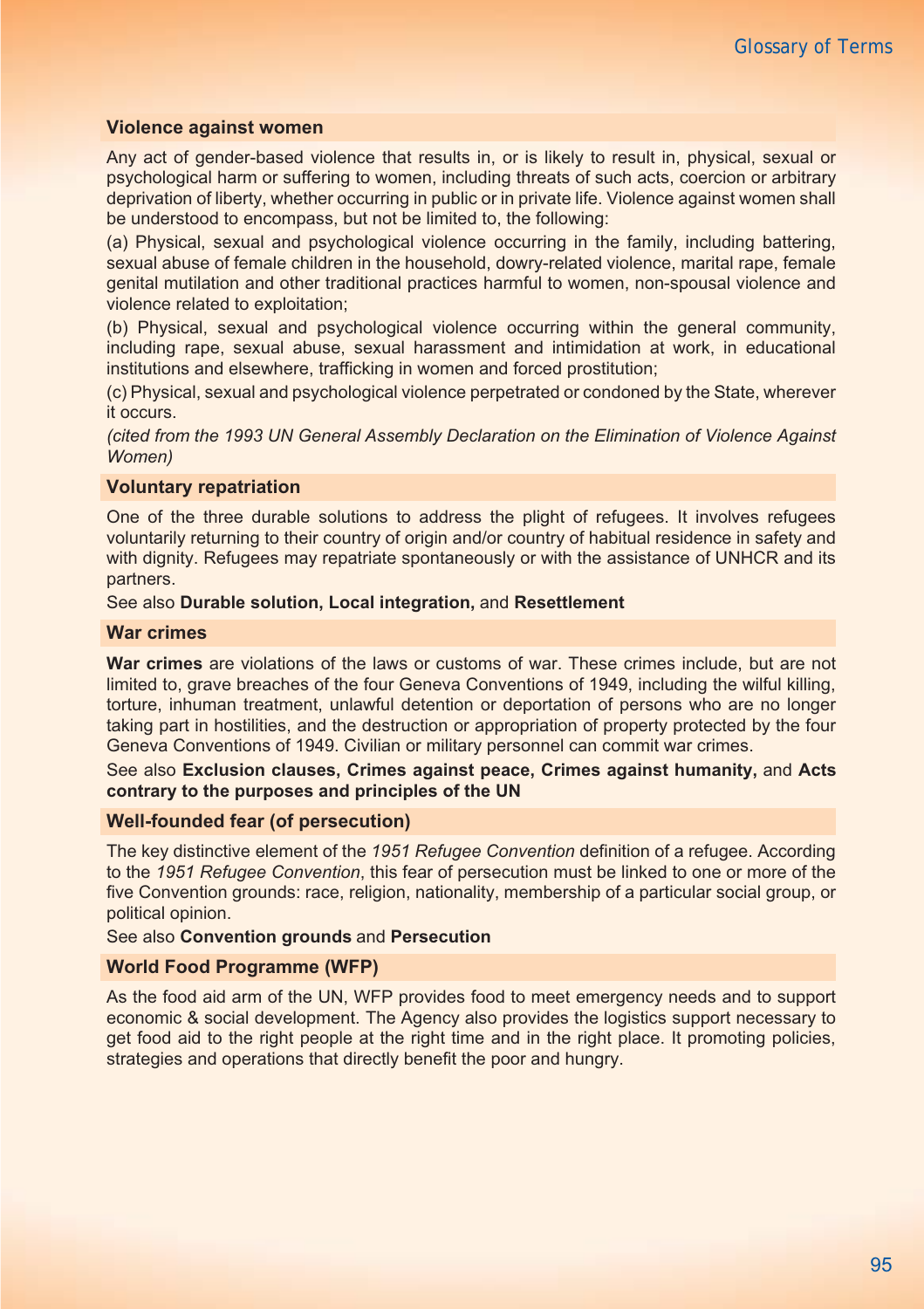### Violence against women

Any act of gender-based violence that results in, or is likely to result in, physical, sexual or psychological harm or suffering to women, including threats of such acts, coercion or arbitrary deprivation of liberty, whether occurring in public or in private life. Violence against women shall be understood to encompass, but not be limited to, the following:

(a) Physical, sexual and psychological violence occurring in the family, including battering, sexual abuse of female children in the household, dowry-related violence, marital rape, female genital mutilation and other traditional practices harmful to women, non-spousal violence and violence related to exploitation;

(b) Physical, sexual and psychological violence occurring within the general community, including rape, sexual abuse, sexual harassment and intimidation at work, in educational institutions and elsewhere, trafficking in women and forced prostitution;

(c) Physical, sexual and psychological violence perpetrated or condoned by the State, wherever it occurs.

*(cited from the 1993 UN General Assembly Declaration on the Elimination of Violence Against Women)*

### Voluntary repatriation

One of the three durable solutions to address the plight of refugees. It involves refugees voluntarily returning to their country of origin and/or country of habitual residence in safety and with dignity. Refugees may repatriate spontaneously or with the assistance of UNHCR and its partners.

See also **Durable solution, Local integration,** and **Resettlement**

### War crimes

**War crimes** are violations of the laws or customs of war. These crimes include, but are not limited to, grave breaches of the four Geneva Conventions of 1949, including the wilful killing, torture, inhuman treatment, unlawful detention or deportation of persons who are no longer taking part in hostilities, and the destruction or appropriation of property protected by the four Geneva Conventions of 1949. Civilian or military personnel can commit war crimes.

See also **Exclusion clauses, Crimes against peace, Crimes against humanity,** and **Acts contrary to the purposes and principles of the UN**

### Well-founded fear (of persecution)

The key distinctive element of the *1951 Refugee Convention* definition of a refugee. According to the *1951 Refugee Convention*, this fear of persecution must be linked to one or more of the five Convention grounds: race, religion, nationality, membership of a particular social group, or political opinion.

See also **Convention grounds** and **Persecution**

### World Food Programme (WFP)

As the food aid arm of the UN, WFP provides food to meet emergency needs and to support economic & social development. The Agency also provides the logistics support necessary to get food aid to the right people at the right time and in the right place. It promoting policies, strategies and operations that directly benefit the poor and hungry.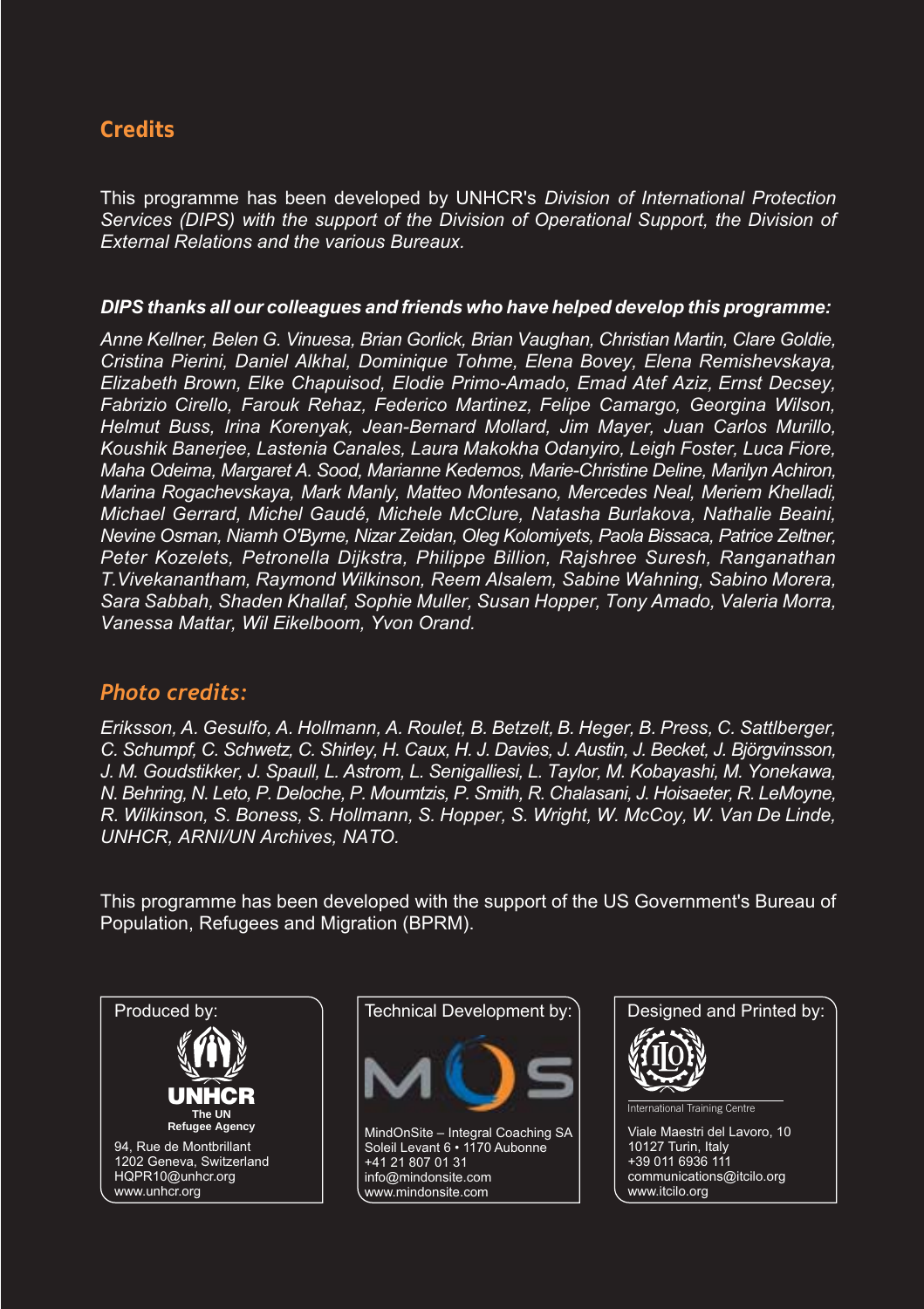## Credits

This programme has been developed by UNHCR's *Division of International Protection Services (DIPS) with the support of the Division of Operational Support, the Division of External Relations and the various Bureaux.*

***DIPS thanks all our colleagues and friends who have helped develop this programme:***

*Anne Kellner, Belen G. Vinuesa, Brian Gorlick, Brian Vaughan, Christian Martin, Clare Goldie, Cristina Pierini, Daniel Alkhal, Dominique Tohme, Elena Bovey, Elena Remishevskaya, Elizabeth Brown, Elke Chapuisod, Elodie Primo-Amado, Emad Atef Aziz, Ernst Decsey, Fabrizio Cirello, Farouk Rehaz, Federico Martinez, Felipe Camargo, Georgina Wilson, Helmut Buss, Irina Korenyak, Jean-Bernard Mollard, Jim Mayer, Juan Carlos Murillo, Koushik Banerjee, Lastenia Canales, Laura Makokha Odanyiro, Leigh Foster, Luca Fiore, Maha Odeima, Margaret A. Sood, Marianne Kedemos, Marie-Christine Deline, Marilyn Achiron, Marina Rogachevskaya, Mark Manly, Matteo Montesano, Mercedes Neal, Meriem Khelladi, Michael Gerrard, Michel Gaudé, Michele McClure, Natasha Burlakova, Nathalie Beaini, Nevine Osman, Niamh O'Byrne, Nizar Zeidan, Oleg Kolomiyets, Paola Bissaca, Patrice Zeltner, Peter Kozelets, Petronella Dijkstra, Philippe Billion, Rajshree Suresh, Ranganathan T.Vivekanantham, Raymond Wilkinson, Reem Alsalem, Sabine Wahning, Sabino Morera, Sara Sabbah, Shaden Khallaf, Sophie Muller, Susan Hopper, Tony Amado, Valeria Morra, Vanessa Mattar, Wil Eikelboom, Yvon Orand.*

### *Photo credits:*

*Eriksson, A. Gesulfo, A. Hollmann, A. Roulet, B. Betzelt, B. Heger, B. Press, C. Sattlberger, C. Schumpf, C. Schwetz, C. Shirley, H. Caux, H. J. Davies, J. Austin, J. Becket, J. Björgvinsson, J. M. Goudstikker, J. Spaull, L. Astrom, L. Senigalliesi, L. Taylor, M. Kobayashi, M. Yonekawa, N. Behring, N. Leto, P. Deloche, P. Moumtzis, P. Smith, R. Chalasani, J. Hoisaeter, R. LeMoyne, R. Wilkinson, S. Boness, S. Hollmann, S. Hopper, S. Wright, W. McCoy, W. Van De Linde, UNHCR, ARNI/UN Archives, NATO.*

This programme has been developed with the support of the US Government's Bureau of Population, Refugees and Migration (BPRM).

Produced by:

UNHCR
The UN Refugee Agency

94, Rue de Montbrillant
1202 Geneva, Switzerland
HQPR10@unhcr.org
www.unhcr.org

Technical Development by:

MindOnSite – Integral Coaching SA
Soleil Levant 6 • 1170 Aubonne
+41 21 807 01 31
info@mindonsite.com
www.mindonsite.com

Designed and Printed by:

International Training Centre

Viale Maestri del Lavoro, 10
10127 Turin, Italy
+39 011 6936 111
communications@itcilo.org
www.itcilo.org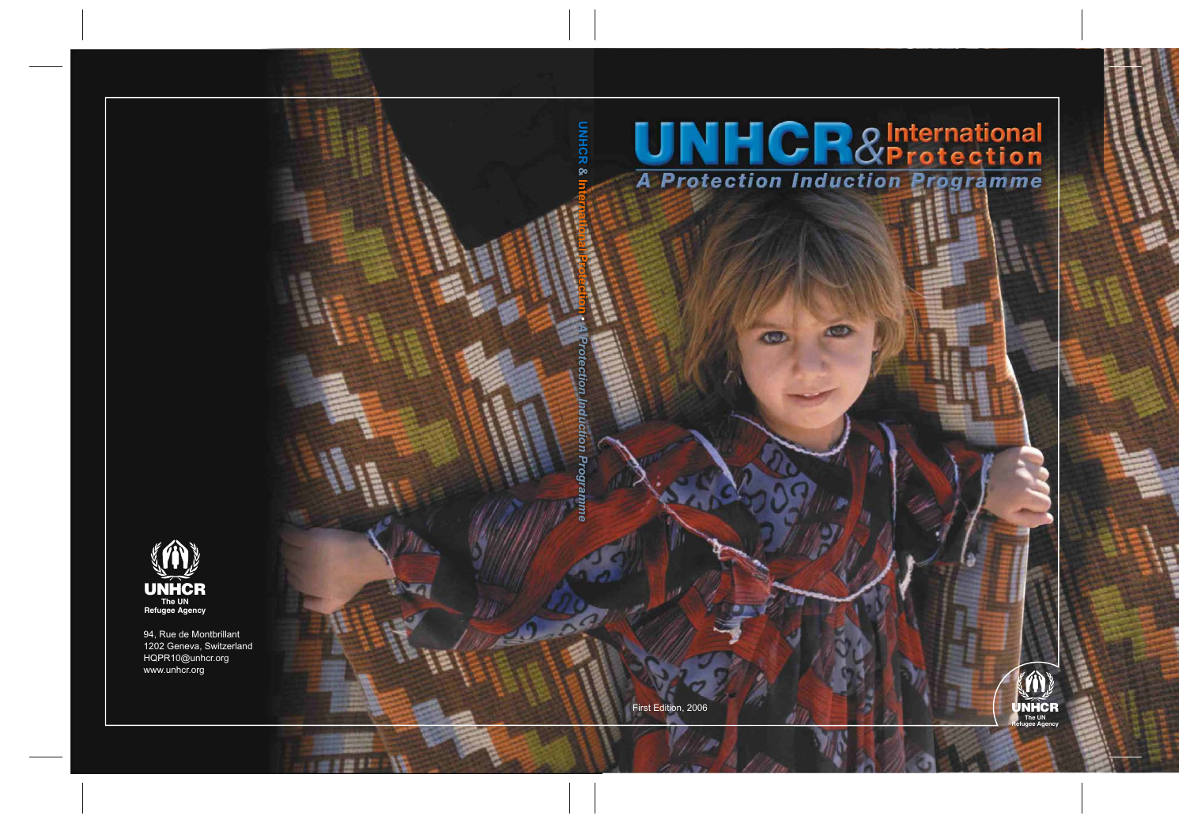# UNHCR & International Protection

## A Protection Induction Programme

First Edition, 2006

UNHCR & International Protection • A Protection Induction Programme

UNHCR
The UN
Refugee Agency

94, Rue de Montbrillant
1202 Geneva, Switzerland
HQPR10@unhcr.org
www.unhcr.org

UNHCR
The UN
Refugee Agency